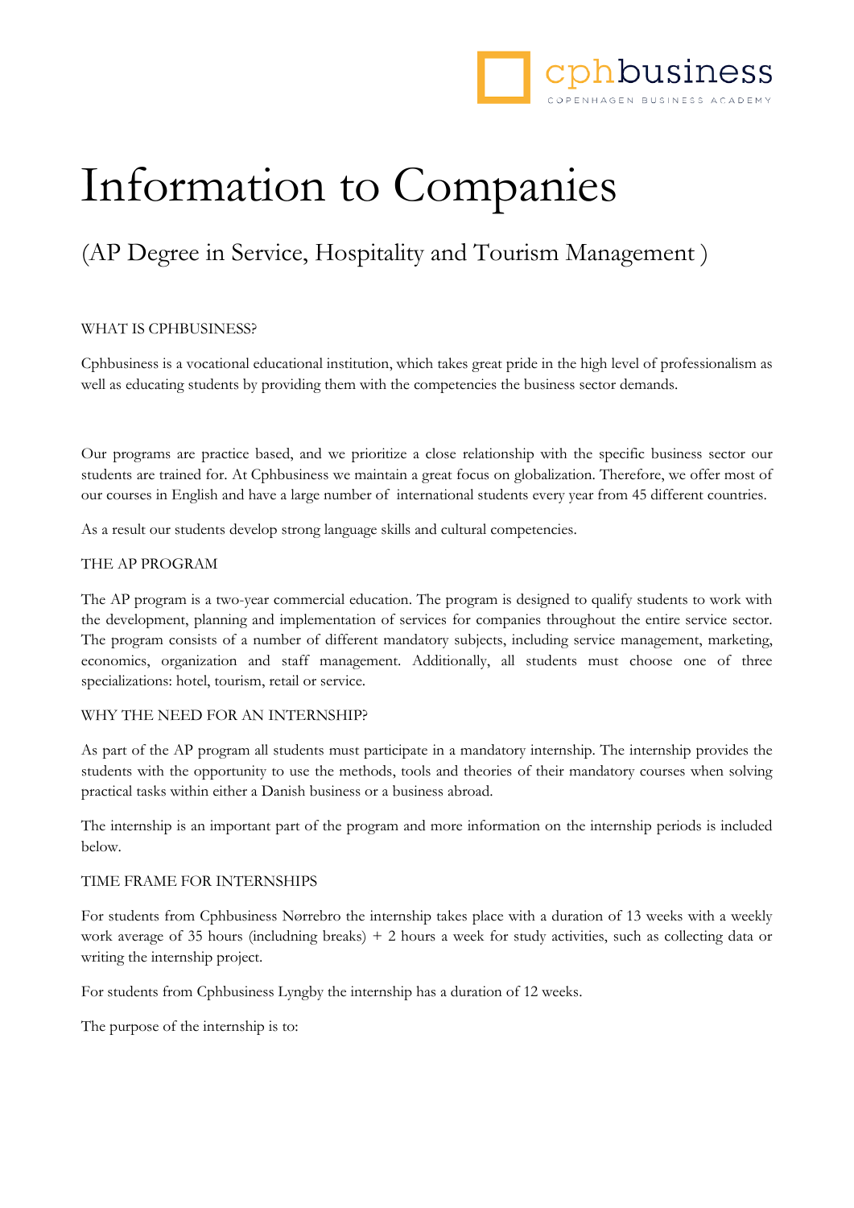# Information to Companies

## (AP Degree in Service, Hospitality and Tourism Management )

WHAT IS CPHBUSINESS?

Cphbusiness is a vocational educational institution, which takes great pride in the high level of professionalism as well as educating students by providing them with the competencies the business sector demands.

Our programs are practice based, and we prioritize a close relationship with the specific business sector our students are trained for. At Cphbusiness we maintain a great focus on globalization. Therefore, we offer most of our courses in English and have a large number of international students every year from 45 different countries.

As a result our students develop strong language skills and cultural competencies.

THE AP PROGRAM

The AP program is a two-year commercial education. The program is designed to qualify students to work with the development, planning and implementation of services for companies throughout the entire service sector. The program consists of a number of different mandatory subjects, including service management, marketing, economics, organization and staff management. Additionally, all students must choose one of three specializations: hotel, tourism, retail or service.

WHY THE NEED FOR AN INTERNSHIP?

As part of the AP program all students must participate in a mandatory internship. The internship provides the students with the opportunity to use the methods, tools and theories of their mandatory courses when solving practical tasks within either a Danish business or a business abroad.

The internship is an important part of the program and more information on the internship periods is included below.

TIME FRAME FOR INTERNSHIPS

For students from Cphbusiness Nørrebro the internship takes place with a duration of 13 weeks with a weekly work average of 35 hours (includning breaks) + 2 hours a week for study activities, such as collecting data or writing the internship project.

For students from Cphbusiness Lyngby the internship has a duration of 12 weeks.

The purpose of the internship is to: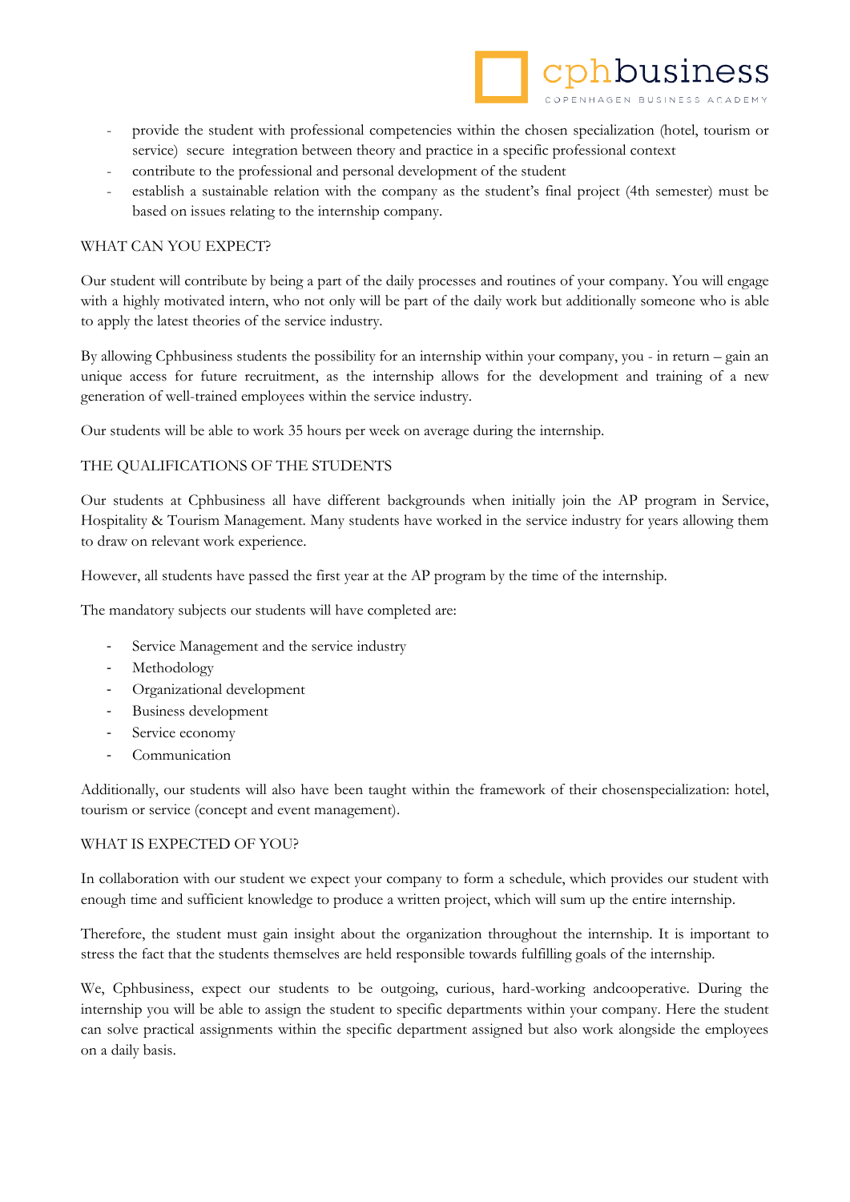- provide the student with professional competencies within the chosen specialization (hotel, tourism or service) secure integration between theory and practice in a specific professional context
- contribute to the professional and personal development of the student
- establish a sustainable relation with the company as the student's final project (4th semester) must be based on issues relating to the internship company.

## WHAT CAN YOU EXPECT?

Our student will contribute by being a part of the daily processes and routines of your company. You will engage with a highly motivated intern, who not only will be part of the daily work but additionally someone who is able to apply the latest theories of the service industry.

By allowing Cphbusiness students the possibility for an internship within your company, you - in return – gain an unique access for future recruitment, as the internship allows for the development and training of a new generation of well-trained employees within the service industry.

Our students will be able to work 35 hours per week on average during the internship.

## THE QUALIFICATIONS OF THE STUDENTS

Our students at Cphbusiness all have different backgrounds when initially join the AP program in Service, Hospitality & Tourism Management. Many students have worked in the service industry for years allowing them to draw on relevant work experience.

However, all students have passed the first year at the AP program by the time of the internship.

The mandatory subjects our students will have completed are:

- Service Management and the service industry
- Methodology
- Organizational development
- Business development
- Service economy
- Communication

Additionally, our students will also have been taught within the framework of their chosenspecialization: hotel, tourism or service (concept and event management).

## WHAT IS EXPECTED OF YOU?

In collaboration with our student we expect your company to form a schedule, which provides our student with enough time and sufficient knowledge to produce a written project, which will sum up the entire internship.

Therefore, the student must gain insight about the organization throughout the internship. It is important to stress the fact that the students themselves are held responsible towards fulfilling goals of the internship.

We, Cphbusiness, expect our students to be outgoing, curious, hard-working andcooperative. During the internship you will be able to assign the student to specific departments within your company. Here the student can solve practical assignments within the specific department assigned but also work alongside the employees on a daily basis.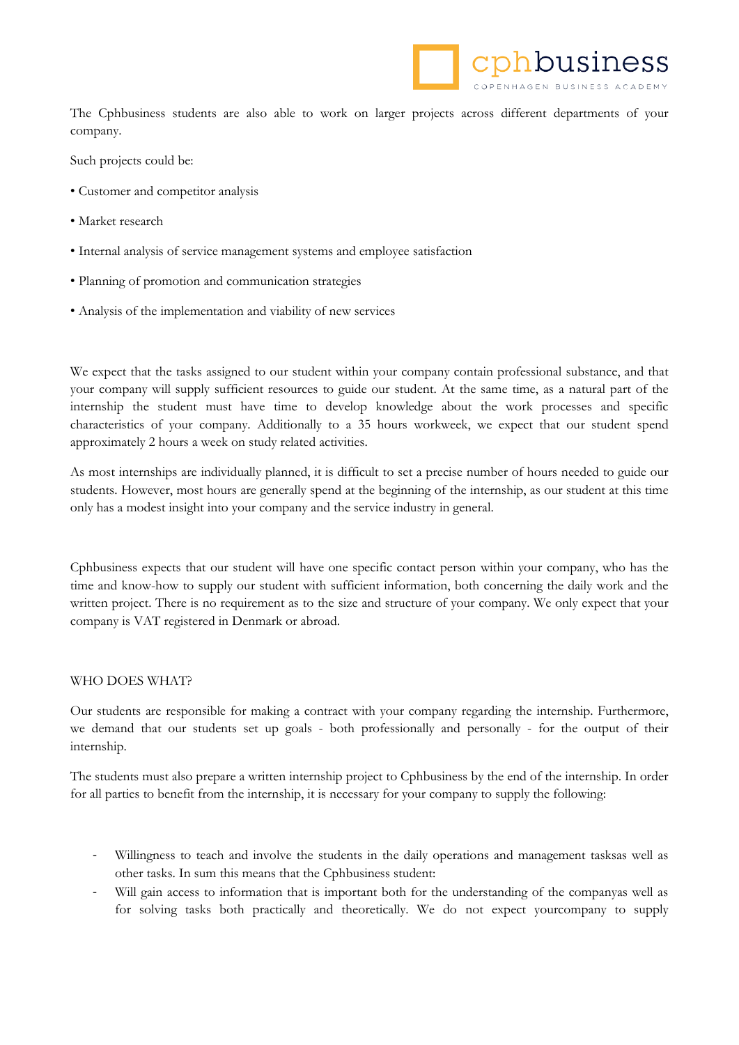The Cphbusiness students are also able to work on larger projects across different departments of your company.

Such projects could be:

• Customer and competitor analysis

• Market research

• Internal analysis of service management systems and employee satisfaction

• Planning of promotion and communication strategies

• Analysis of the implementation and viability of new services

We expect that the tasks assigned to our student within your company contain professional substance, and that your company will supply sufficient resources to guide our student. At the same time, as a natural part of the internship the student must have time to develop knowledge about the work processes and specific characteristics of your company. Additionally to a 35 hours workweek, we expect that our student spend approximately 2 hours a week on study related activities.

As most internships are individually planned, it is difficult to set a precise number of hours needed to guide our students. However, most hours are generally spend at the beginning of the internship, as our student at this time only has a modest insight into your company and the service industry in general.

Cphbusiness expects that our student will have one specific contact person within your company, who has the time and know-how to supply our student with sufficient information, both concerning the daily work and the written project. There is no requirement as to the size and structure of your company. We only expect that your company is VAT registered in Denmark or abroad.

WHO DOES WHAT?

Our students are responsible for making a contract with your company regarding the internship. Furthermore, we demand that our students set up goals - both professionally and personally - for the output of their internship.

The students must also prepare a written internship project to Cphbusiness by the end of the internship. In order for all parties to benefit from the internship, it is necessary for your company to supply the following:

- Willingness to teach and involve the students in the daily operations and management tasksas well as other tasks. In sum this means that the Cphbusiness student:
- Will gain access to information that is important both for the understanding of the companyas well as for solving tasks both practically and theoretically. We do not expect yourcompany to supply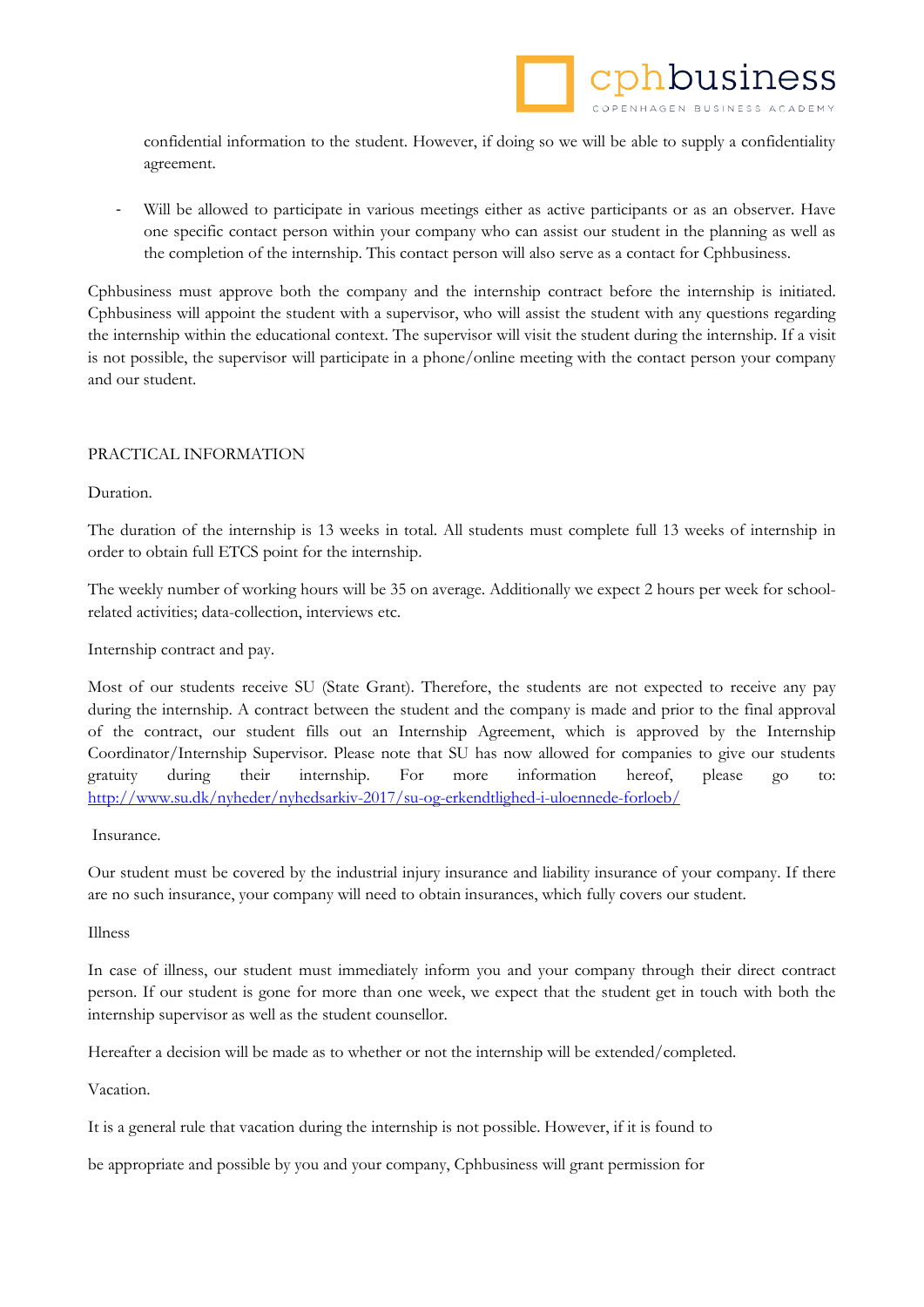confidential information to the student. However, if doing so we will be able to supply a confidentiality agreement.

- Will be allowed to participate in various meetings either as active participants or as an observer. Have one specific contact person within your company who can assist our student in the planning as well as the completion of the internship. This contact person will also serve as a contact for Cphbusiness.

Cphbusiness must approve both the company and the internship contract before the internship is initiated. Cphbusiness will appoint the student with a supervisor, who will assist the student with any questions regarding the internship within the educational context. The supervisor will visit the student during the internship. If a visit is not possible, the supervisor will participate in a phone/online meeting with the contact person your company and our student.

PRACTICAL INFORMATION

Duration.

The duration of the internship is 13 weeks in total. All students must complete full 13 weeks of internship in order to obtain full ETCS point for the internship.

The weekly number of working hours will be 35 on average. Additionally we expect 2 hours per week for school-related activities; data-collection, interviews etc.

Internship contract and pay.

Most of our students receive SU (State Grant). Therefore, the students are not expected to receive any pay during the internship. A contract between the student and the company is made and prior to the final approval of the contract, our student fills out an Internship Agreement, which is approved by the Internship Coordinator/Internship Supervisor. Please note that SU has now allowed for companies to give our students gratuity during their internship. For more information hereof, please go to: [http://www.su.dk/nyheder/nyhedsarkiv-2017/su-og-erkendtlighed-i-uloennede-forloeb/](http://www.su.dk/nyheder/nyhedsarkiv-2017/su-og-erkendtlighed-i-uloennede-forloeb/)

Insurance.

Our student must be covered by the industrial injury insurance and liability insurance of your company. If there are no such insurance, your company will need to obtain insurances, which fully covers our student.

Illness

In case of illness, our student must immediately inform you and your company through their direct contract person. If our student is gone for more than one week, we expect that the student get in touch with both the internship supervisor as well as the student counsellor.

Hereafter a decision will be made as to whether or not the internship will be extended/completed.

Vacation.

It is a general rule that vacation during the internship is not possible. However, if it is found to

be appropriate and possible by you and your company, Cphbusiness will grant permission for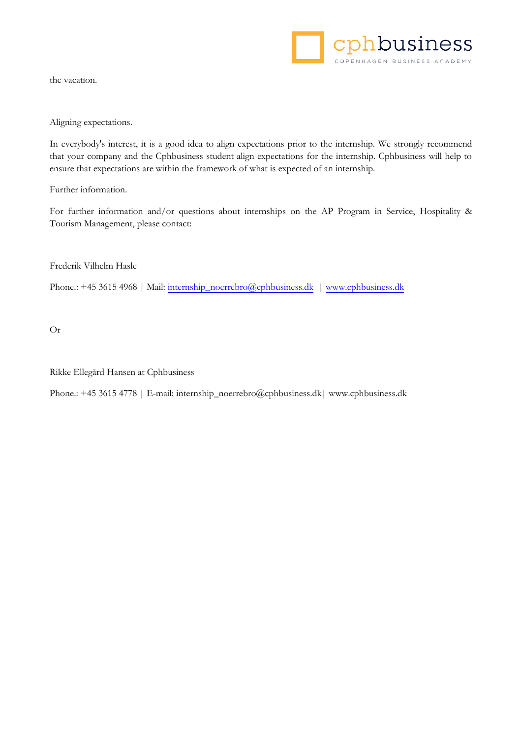the vacation.

Aligning expectations.

In everybody's interest, it is a good idea to align expectations prior to the internship. We strongly recommend that your company and the Cphbusiness student align expectations for the internship. Cphbusiness will help to ensure that expectations are within the framework of what is expected of an internship.

Further information.

For further information and/or questions about internships on the AP Program in Service, Hospitality & Tourism Management, please contact:

Frederik Vilhelm Hasle

Phone.: +45 3615 4968 | Mail: internship_noerrebro@cphbusiness.dk | www.cphbusiness.dk

Or

Rikke Ellegård Hansen at Cphbusiness

Phone.: +45 3615 4778 | E-mail: internship_noerrebro@cphbusiness.dk| www.cphbusiness.dk